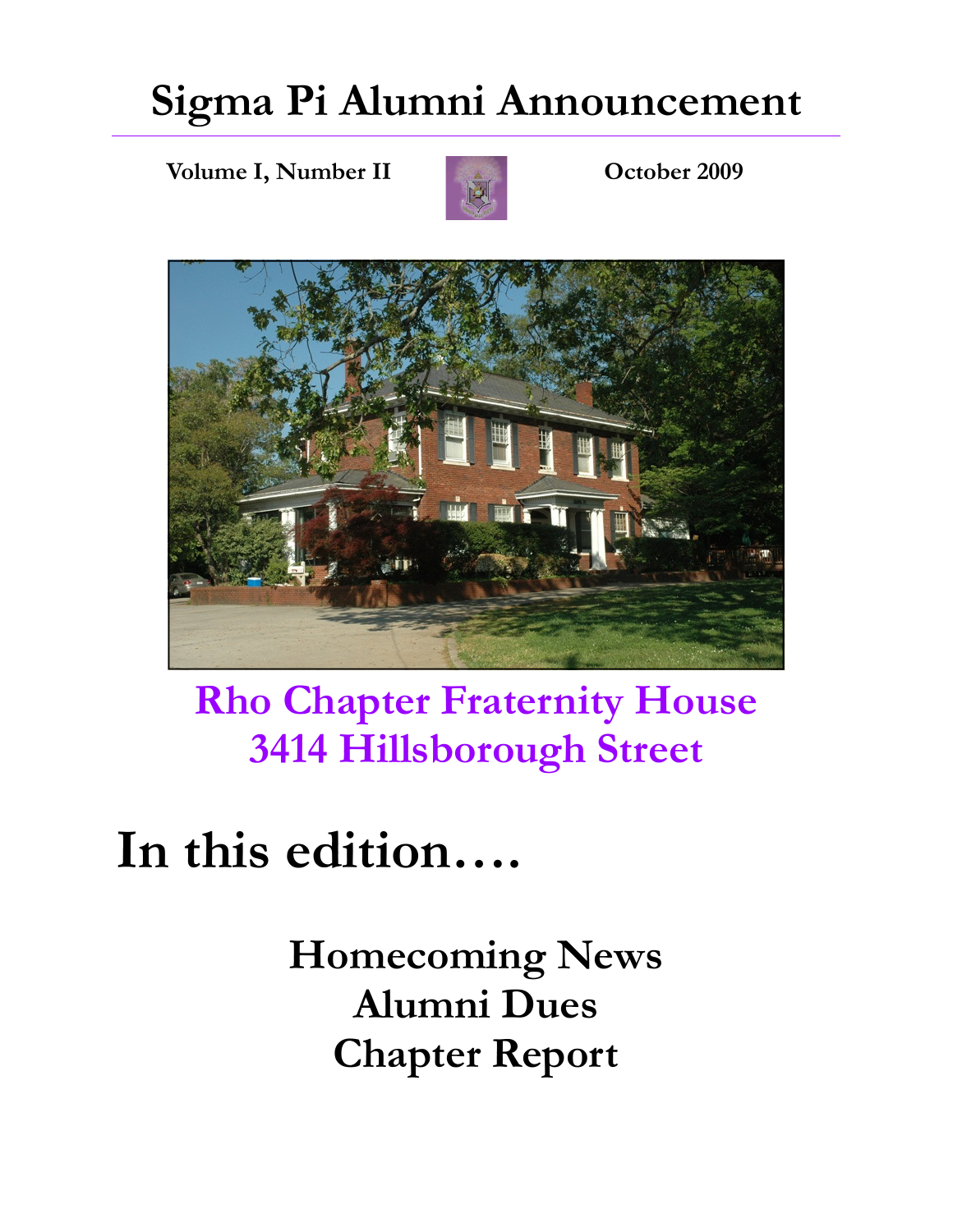# Sigma Pi Alumni Announcement

**Volume I, Number II** | **October 2009**

## Rho Chapter Fraternity House
## 3414 Hillsborough Street

# In this edition….

## Homecoming News
## Alumni Dues
## Chapter Report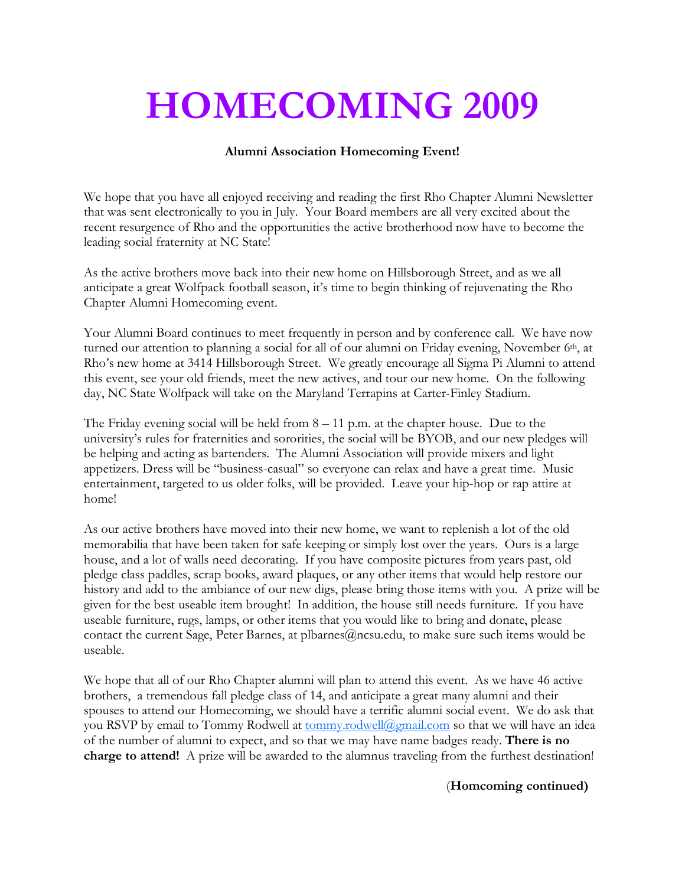# HOMECOMING 2009

**Alumni Association Homecoming Event!**

We hope that you have all enjoyed receiving and reading the first Rho Chapter Alumni Newsletter that was sent electronically to you in July. Your Board members are all very excited about the recent resurgence of Rho and the opportunities the active brotherhood now have to become the leading social fraternity at NC State!

As the active brothers move back into their new home on Hillsborough Street, and as we all anticipate a great Wolfpack football season, it's time to begin thinking of rejuvenating the Rho Chapter Alumni Homecoming event.

Your Alumni Board continues to meet frequently in person and by conference call. We have now turned our attention to planning a social for all of our alumni on Friday evening, November 6th, at Rho's new home at 3414 Hillsborough Street. We greatly encourage all Sigma Pi Alumni to attend this event, see your old friends, meet the new actives, and tour our new home. On the following day, NC State Wolfpack will take on the Maryland Terrapins at Carter-Finley Stadium.

The Friday evening social will be held from 8 – 11 p.m. at the chapter house. Due to the university's rules for fraternities and sororities, the social will be BYOB, and our new pledges will be helping and acting as bartenders. The Alumni Association will provide mixers and light appetizers. Dress will be "business-casual" so everyone can relax and have a great time. Music entertainment, targeted to us older folks, will be provided. Leave your hip-hop or rap attire at home!

As our active brothers have moved into their new home, we want to replenish a lot of the old memorabilia that have been taken for safe keeping or simply lost over the years. Ours is a large house, and a lot of walls need decorating. If you have composite pictures from years past, old pledge class paddles, scrap books, award plaques, or any other items that would help restore our history and add to the ambiance of our new digs, please bring those items with you. A prize will be given for the best useable item brought! In addition, the house still needs furniture. If you have useable furniture, rugs, lamps, or other items that you would like to bring and donate, please contact the current Sage, Peter Barnes, at plbarnes@ncsu.edu, to make sure such items would be useable.

We hope that all of our Rho Chapter alumni will plan to attend this event. As we have 46 active brothers, a tremendous fall pledge class of 14, and anticipate a great many alumni and their spouses to attend our Homecoming, we should have a terrific alumni social event. We do ask that you RSVP by email to Tommy Rodwell at tommy.rodwell@gmail.com so that we will have an idea of the number of alumni to expect, and so that we may have name badges ready. **There is no charge to attend!** A prize will be awarded to the alumnus traveling from the furthest destination!

(**Homcoming continued)**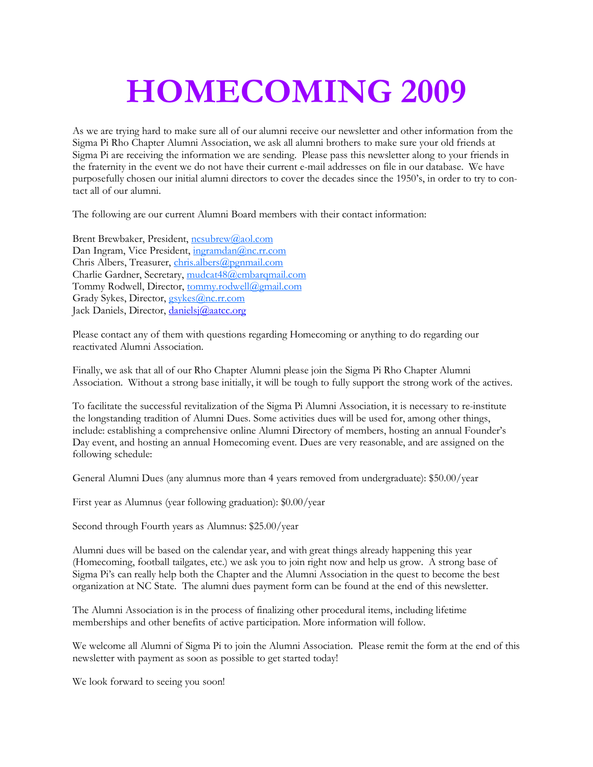# HOMECOMING 2009

As we are trying hard to make sure all of our alumni receive our newsletter and other information from the Sigma Pi Rho Chapter Alumni Association, we ask all alumni brothers to make sure your old friends at Sigma Pi are receiving the information we are sending. Please pass this newsletter along to your friends in the fraternity in the event we do not have their current e-mail addresses on file in our database. We have purposefully chosen our initial alumni directors to cover the decades since the 1950's, in order to try to contact all of our alumni.

The following are our current Alumni Board members with their contact information:

Brent Brewbaker, President, ncsubrew@aol.com
Dan Ingram, Vice President, ingramdan@nc.rr.com
Chris Albers, Treasurer, chris.albers@pgnmail.com
Charlie Gardner, Secretary, mudcat48@embarqmail.com
Tommy Rodwell, Director, tommy.rodwell@gmail.com
Grady Sykes, Director, gsykes@nc.rr.com
Jack Daniels, Director, danielsj@aatcc.org

Please contact any of them with questions regarding Homecoming or anything to do regarding our reactivated Alumni Association.

Finally, we ask that all of our Rho Chapter Alumni please join the Sigma Pi Rho Chapter Alumni Association. Without a strong base initially, it will be tough to fully support the strong work of the actives.

To facilitate the successful revitalization of the Sigma Pi Alumni Association, it is necessary to re-institute the longstanding tradition of Alumni Dues. Some activities dues will be used for, among other things, include: establishing a comprehensive online Alumni Directory of members, hosting an annual Founder's Day event, and hosting an annual Homecoming event. Dues are very reasonable, and are assigned on the following schedule:

General Alumni Dues (any alumnus more than 4 years removed from undergraduate): $50.00/year

First year as Alumnus (year following graduation): $0.00/year

Second through Fourth years as Alumnus: $25.00/year

Alumni dues will be based on the calendar year, and with great things already happening this year (Homecoming, football tailgates, etc.) we ask you to join right now and help us grow. A strong base of Sigma Pi's can really help both the Chapter and the Alumni Association in the quest to become the best organization at NC State. The alumni dues payment form can be found at the end of this newsletter.

The Alumni Association is in the process of finalizing other procedural items, including lifetime memberships and other benefits of active participation. More information will follow.

We welcome all Alumni of Sigma Pi to join the Alumni Association. Please remit the form at the end of this newsletter with payment as soon as possible to get started today!

We look forward to seeing you soon!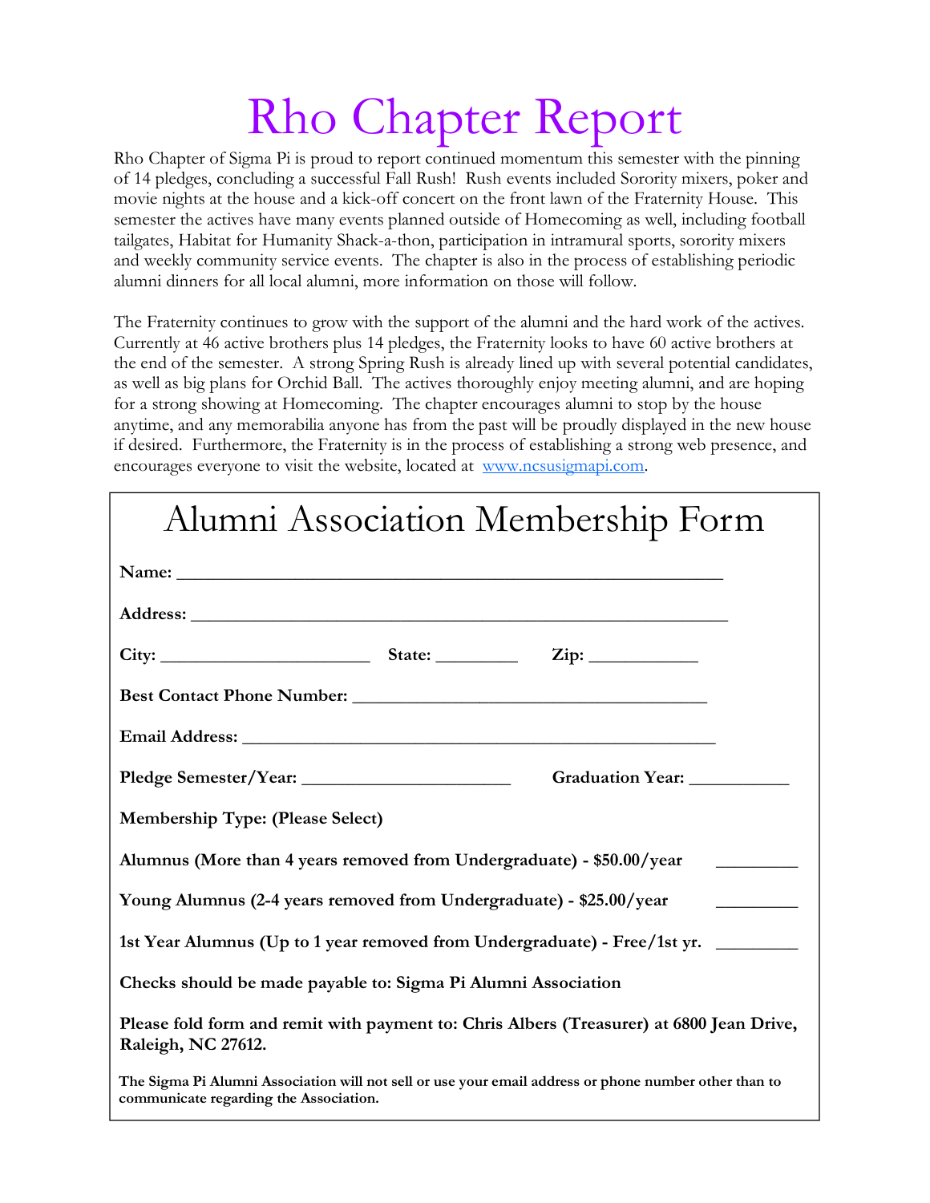# Rho Chapter Report

Rho Chapter of Sigma Pi is proud to report continued momentum this semester with the pinning of 14 pledges, concluding a successful Fall Rush! Rush events included Sorority mixers, poker and movie nights at the house and a kick-off concert on the front lawn of the Fraternity House. This semester the actives have many events planned outside of Homecoming as well, including football tailgates, Habitat for Humanity Shack-a-thon, participation in intramural sports, sorority mixers and weekly community service events. The chapter is also in the process of establishing periodic alumni dinners for all local alumni, more information on those will follow.

The Fraternity continues to grow with the support of the alumni and the hard work of the actives. Currently at 46 active brothers plus 14 pledges, the Fraternity looks to have 60 active brothers at the end of the semester. A strong Spring Rush is already lined up with several potential candidates, as well as big plans for Orchid Ball. The actives thoroughly enjoy meeting alumni, and are hoping for a strong showing at Homecoming. The chapter encourages alumni to stop by the house anytime, and any memorabilia anyone has from the past will be proudly displayed in the new house if desired. Furthermore, the Fraternity is in the process of establishing a strong web presence, and encourages everyone to visit the website, located at www.ncsusigmapi.com.

## Alumni Association Membership Form

**Name:** ____________________________________________

**Address:** ____________________________________________

**City:** ____________________ **State:** ________ **Zip:** __________

**Best Contact Phone Number:** ______________________________

**Email Address:** ______________________________________

**Pledge Semester/Year:** ____________________ **Graduation Year:** __________

**Membership Type: (Please Select)**

**Alumnus (More than 4 years removed from Undergraduate) - $50.00/year** ________

**Young Alumnus (2-4 years removed from Undergraduate) - $25.00/year** ________

**1st Year Alumnus (Up to 1 year removed from Undergraduate) - Free/1st yr.** ________

**Checks should be made payable to: Sigma Pi Alumni Association**

**Please fold form and remit with payment to: Chris Albers (Treasurer) at 6800 Jean Drive, Raleigh, NC 27612.**

**The Sigma Pi Alumni Association will not sell or use your email address or phone number other than to communicate regarding the Association.**